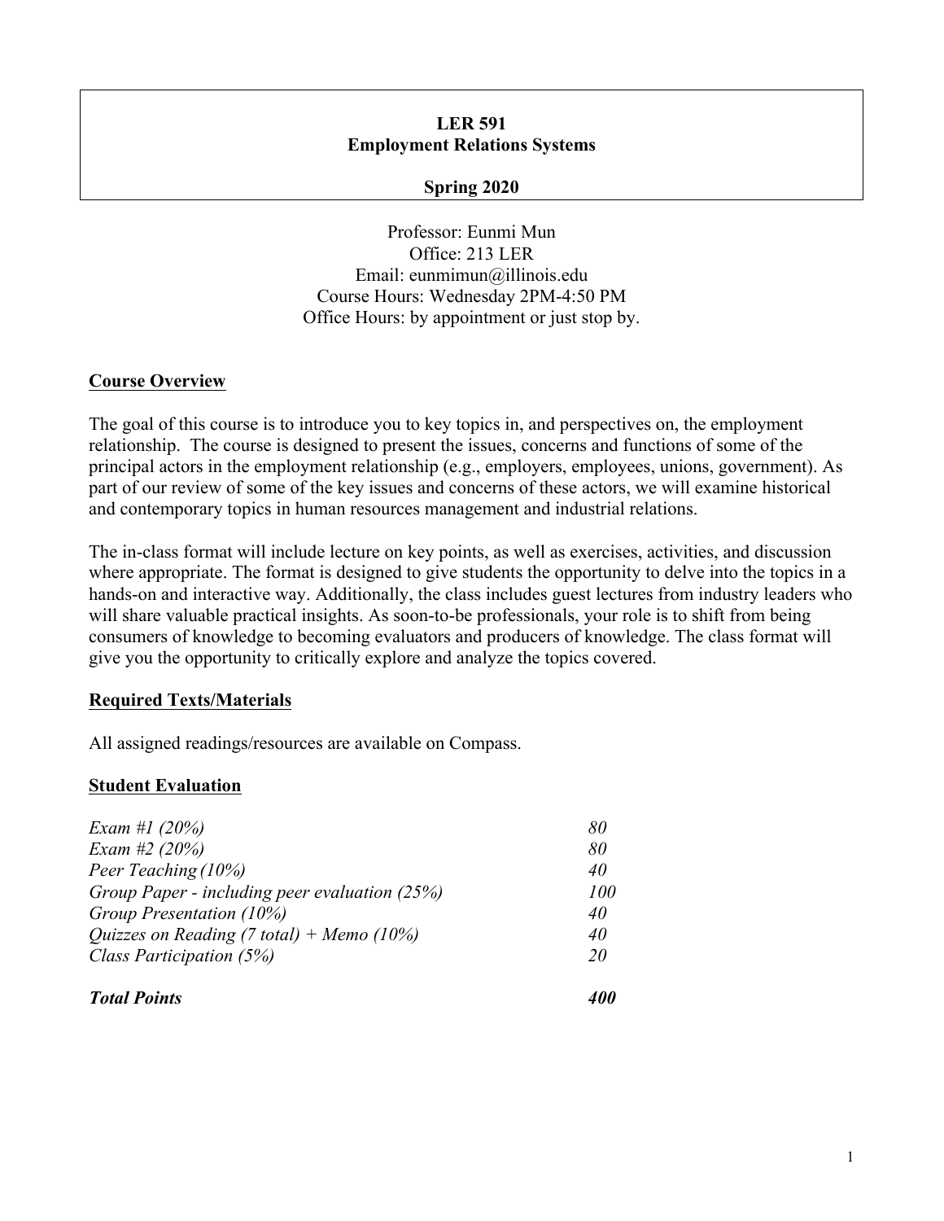# LER 591
# Employment Relations Systems

**Spring 2020**

Professor: Eunmi Mun
Office: 213 LER
Email: eunmimun@illinois.edu
Course Hours: Wednesday 2PM-4:50 PM
Office Hours: by appointment or just stop by.

## Course Overview

The goal of this course is to introduce you to key topics in, and perspectives on, the employment relationship. The course is designed to present the issues, concerns and functions of some of the principal actors in the employment relationship (e.g., employers, employees, unions, government). As part of our review of some of the key issues and concerns of these actors, we will examine historical and contemporary topics in human resources management and industrial relations.

The in-class format will include lecture on key points, as well as exercises, activities, and discussion where appropriate. The format is designed to give students the opportunity to delve into the topics in a hands-on and interactive way. Additionally, the class includes guest lectures from industry leaders who will share valuable practical insights. As soon-to-be professionals, your role is to shift from being consumers of knowledge to becoming evaluators and producers of knowledge. The class format will give you the opportunity to critically explore and analyze the topics covered.

## Required Texts/Materials

All assigned readings/resources are available on Compass.

## Student Evaluation

| | |
|---|---|
| *Exam #1 (20%)* | *80* |
| *Exam #2 (20%)* | *80* |
| *Peer Teaching (10%)* | *40* |
| *Group Paper - including peer evaluation (25%)* | *100* |
| *Group Presentation (10%)* | *40* |
| *Quizzes on Reading (7 total) + Memo (10%)* | *40* |
| *Class Participation (5%)* | *20* |
| ***Total Points*** | ***400*** |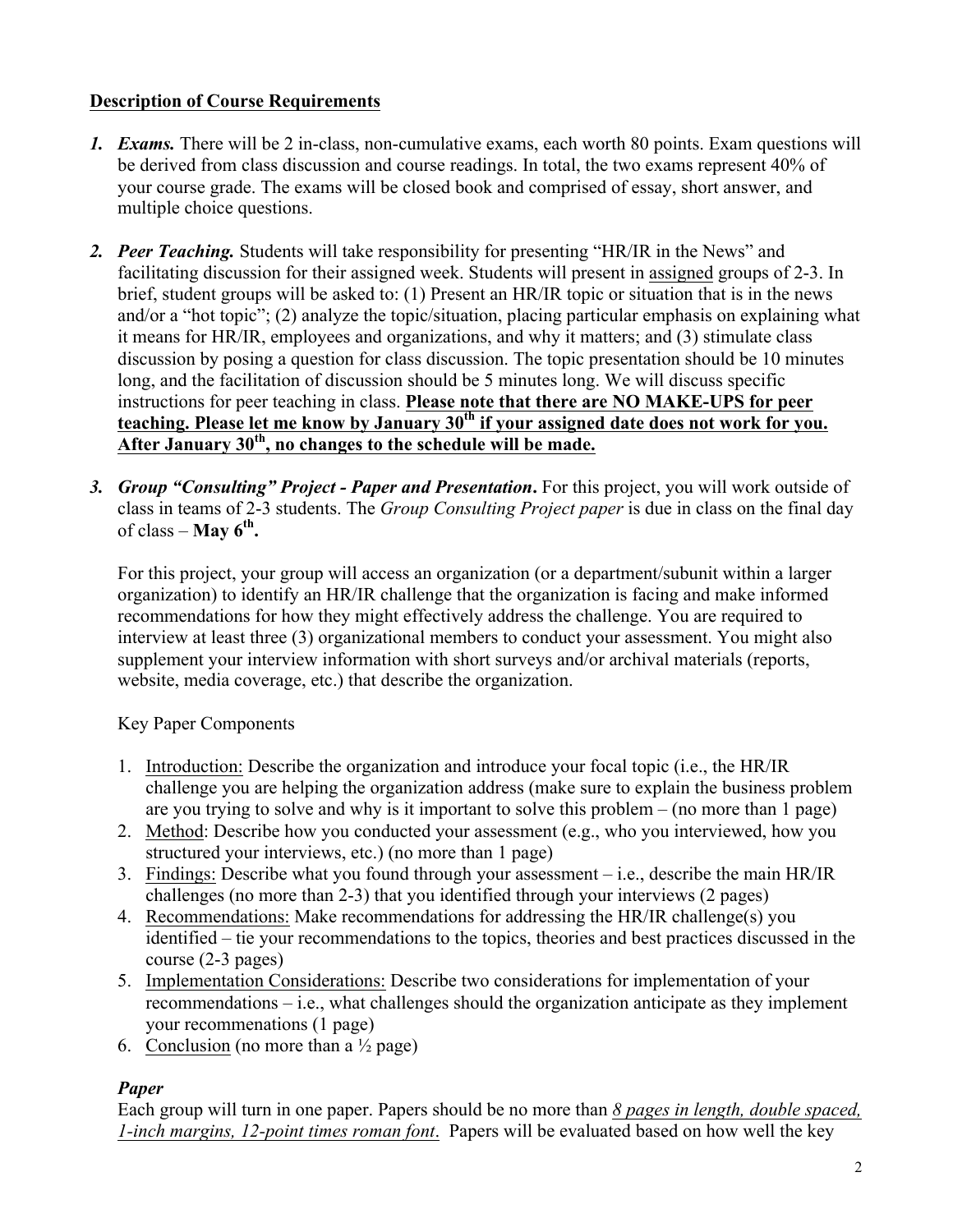## **Description of Course Requirements**

1. ***Exams.*** There will be 2 in-class, non-cumulative exams, each worth 80 points. Exam questions will be derived from class discussion and course readings. In total, the two exams represent 40% of your course grade. The exams will be closed book and comprised of essay, short answer, and multiple choice questions.

2. ***Peer Teaching.*** Students will take responsibility for presenting "HR/IR in the News" and facilitating discussion for their assigned week. Students will present in assigned groups of 2-3. In brief, student groups will be asked to: (1) Present an HR/IR topic or situation that is in the news and/or a "hot topic"; (2) analyze the topic/situation, placing particular emphasis on explaining what it means for HR/IR, employees and organizations, and why it matters; and (3) stimulate class discussion by posing a question for class discussion. The topic presentation should be 10 minutes long, and the facilitation of discussion should be 5 minutes long. We will discuss specific instructions for peer teaching in class. **Please note that there are NO MAKE-UPS for peer teaching. Please let me know by January 30th if your assigned date does not work for you. After January 30th, no changes to the schedule will be made.**

3. ***Group "Consulting" Project - Paper and Presentation*.** For this project, you will work outside of class in teams of 2-3 students. The *Group Consulting Project paper* is due in class on the final day of class – **May 6th.**

   For this project, your group will access an organization (or a department/subunit within a larger organization) to identify an HR/IR challenge that the organization is facing and make informed recommendations for how they might effectively address the challenge. You are required to interview at least three (3) organizational members to conduct your assessment. You might also supplement your interview information with short surveys and/or archival materials (reports, website, media coverage, etc.) that describe the organization.

   Key Paper Components

   1. Introduction: Describe the organization and introduce your focal topic (i.e., the HR/IR challenge you are helping the organization address (make sure to explain the business problem are you trying to solve and why is it important to solve this problem – (no more than 1 page)
   2. Method: Describe how you conducted your assessment (e.g., who you interviewed, how you structured your interviews, etc.) (no more than 1 page)
   3. Findings: Describe what you found through your assessment – i.e., describe the main HR/IR challenges (no more than 2-3) that you identified through your interviews (2 pages)
   4. Recommendations: Make recommendations for addressing the HR/IR challenge(s) you identified – tie your recommendations to the topics, theories and best practices discussed in the course (2-3 pages)
   5. Implementation Considerations: Describe two considerations for implementation of your recommendations – i.e., what challenges should the organization anticipate as they implement your recommenations (1 page)
   6. Conclusion (no more than a ½ page)

   ***Paper***

   Each group will turn in one paper. Papers should be no more than *8 pages in length, double spaced, 1-inch margins, 12-point times roman font*. Papers will be evaluated based on how well the key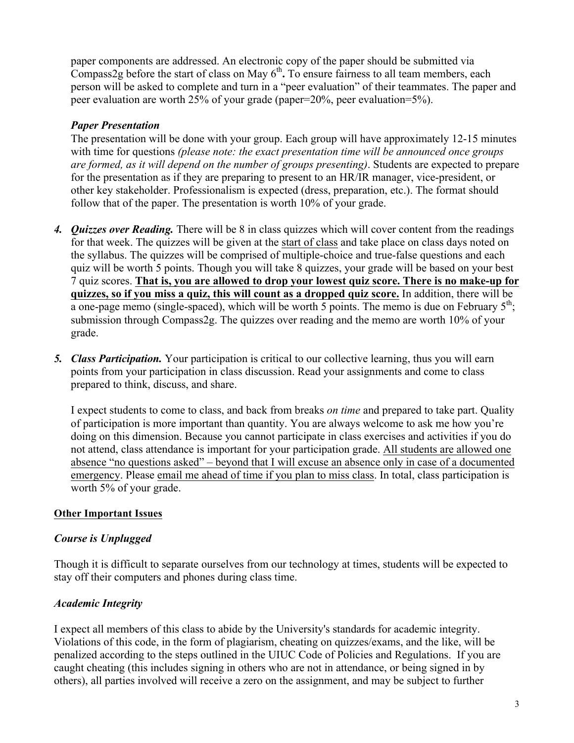paper components are addressed. An electronic copy of the paper should be submitted via Compass2g before the start of class on May 6th**.** To ensure fairness to all team members, each person will be asked to complete and turn in a "peer evaluation" of their teammates. The paper and peer evaluation are worth 25% of your grade (paper=20%, peer evaluation=5%).

***Paper Presentation***

The presentation will be done with your group. Each group will have approximately 12-15 minutes with time for questions *(please note: the exact presentation time will be announced once groups are formed, as it will depend on the number of groups presenting)*. Students are expected to prepare for the presentation as if they are preparing to present to an HR/IR manager, vice-president, or other key stakeholder. Professionalism is expected (dress, preparation, etc.). The format should follow that of the paper. The presentation is worth 10% of your grade.

4. ***Quizzes over Reading.*** There will be 8 in class quizzes which will cover content from the readings for that week. The quizzes will be given at the <u>start of class</u> and take place on class days noted on the syllabus. The quizzes will be comprised of multiple-choice and true-false questions and each quiz will be worth 5 points. Though you will take 8 quizzes, your grade will be based on your best 7 quiz scores. **<u>That is, you are allowed to drop your lowest quiz score. There is no make-up for quizzes, so if you miss a quiz, this will count as a dropped quiz score.</u>** In addition, there will be a one-page memo (single-spaced), which will be worth 5 points. The memo is due on February 5th; submission through Compass2g. The quizzes over reading and the memo are worth 10% of your grade.

5. ***Class Participation.*** Your participation is critical to our collective learning, thus you will earn points from your participation in class discussion. Read your assignments and come to class prepared to think, discuss, and share.

   I expect students to come to class, and back from breaks *on time* and prepared to take part. Quality of participation is more important than quantity. You are always welcome to ask me how you're doing on this dimension. Because you cannot participate in class exercises and activities if you do not attend, class attendance is important for your participation grade. <u>All students are allowed one absence "no questions asked" – beyond that I will excuse an absence only in case of a documented emergency</u>. Please <u>email me ahead of time if you plan to miss class</u>. In total, class participation is worth 5% of your grade.

**<u>Other Important Issues</u>**

***Course is Unplugged***

Though it is difficult to separate ourselves from our technology at times, students will be expected to stay off their computers and phones during class time.

***Academic Integrity***

I expect all members of this class to abide by the University's standards for academic integrity. Violations of this code, in the form of plagiarism, cheating on quizzes/exams, and the like, will be penalized according to the steps outlined in the UIUC Code of Policies and Regulations. If you are caught cheating (this includes signing in others who are not in attendance, or being signed in by others), all parties involved will receive a zero on the assignment, and may be subject to further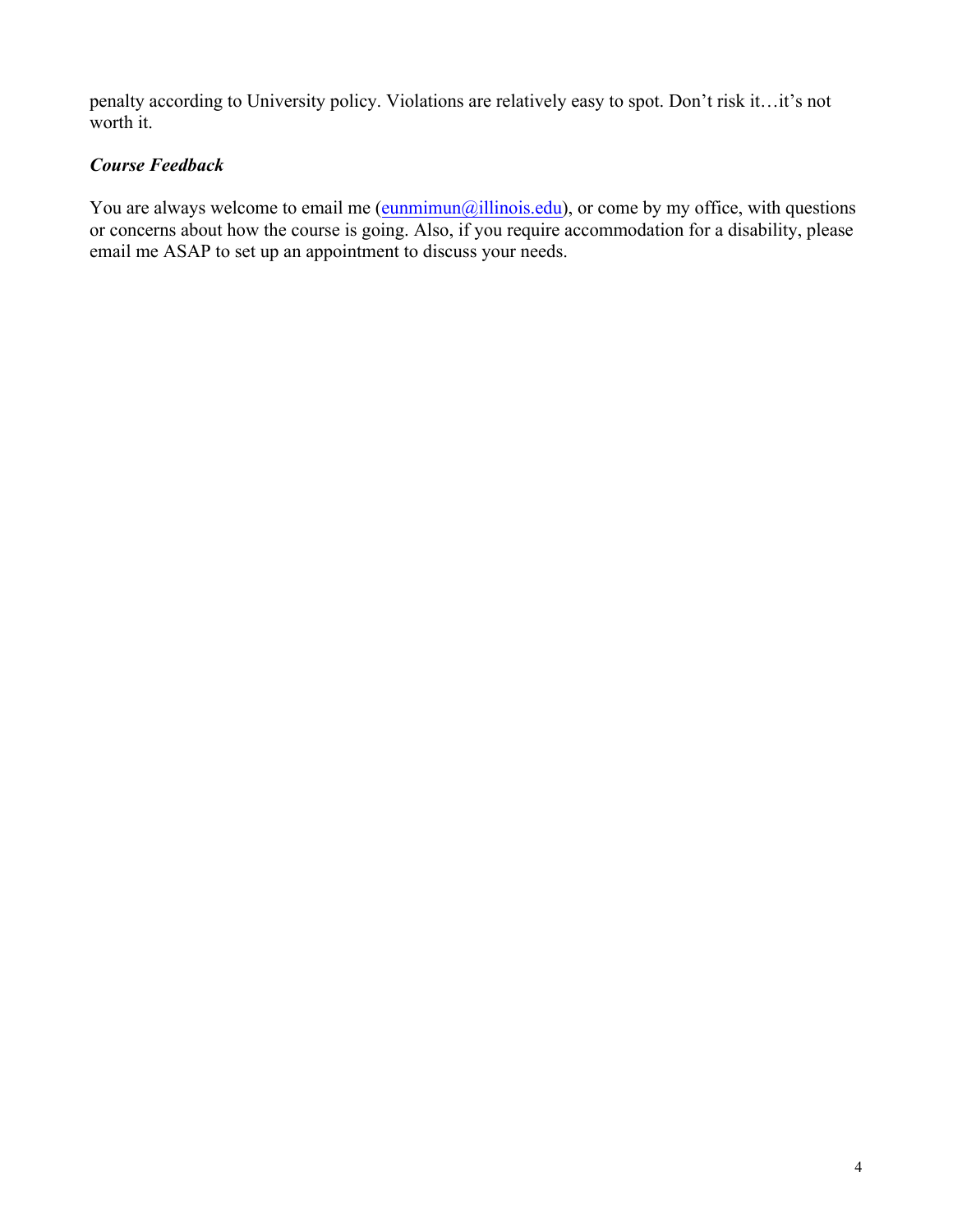penalty according to University policy. Violations are relatively easy to spot. Don't risk it…it's not worth it.

### *Course Feedback*

You are always welcome to email me (eunmimun@illinois.edu), or come by my office, with questions or concerns about how the course is going. Also, if you require accommodation for a disability, please email me ASAP to set up an appointment to discuss your needs.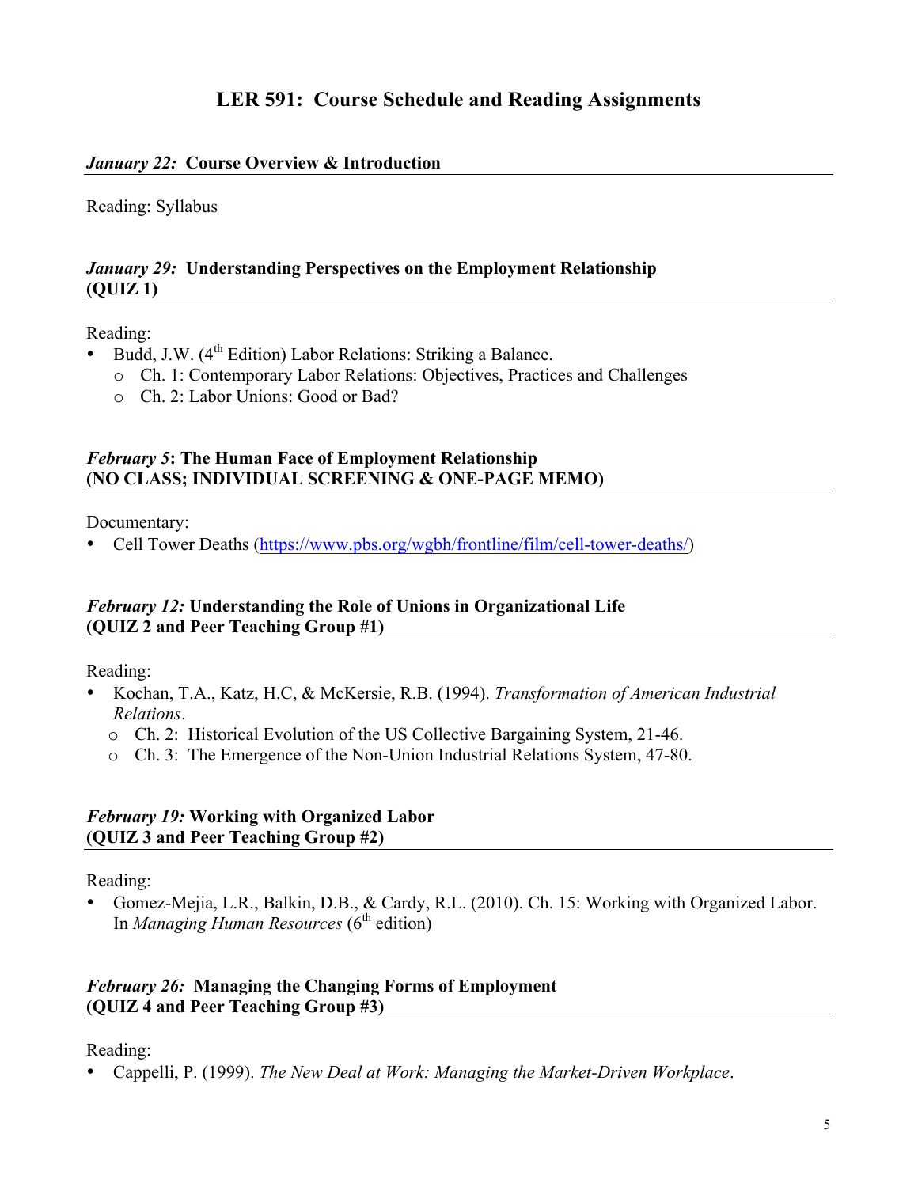# LER 591: Course Schedule and Reading Assignments

### *January 22:* Course Overview & Introduction

Reading: Syllabus

### *January 29:* Understanding Perspectives on the Employment Relationship (QUIZ 1)

Reading:

- Budd, J.W. (4th Edition) Labor Relations: Striking a Balance.
  - Ch. 1: Contemporary Labor Relations: Objectives, Practices and Challenges
  - Ch. 2: Labor Unions: Good or Bad?

### *February 5*: The Human Face of Employment Relationship (NO CLASS; INDIVIDUAL SCREENING & ONE-PAGE MEMO)

Documentary:

- Cell Tower Deaths (https://www.pbs.org/wgbh/frontline/film/cell-tower-deaths/)

### *February 12:* Understanding the Role of Unions in Organizational Life (QUIZ 2 and Peer Teaching Group #1)

Reading:

- Kochan, T.A., Katz, H.C, & McKersie, R.B. (1994). *Transformation of American Industrial Relations*.
  - Ch. 2: Historical Evolution of the US Collective Bargaining System, 21-46.
  - Ch. 3: The Emergence of the Non-Union Industrial Relations System, 47-80.

### *February 19:* Working with Organized Labor (QUIZ 3 and Peer Teaching Group #2)

Reading:

- Gomez-Mejia, L.R., Balkin, D.B., & Cardy, R.L. (2010). Ch. 15: Working with Organized Labor. In *Managing Human Resources* (6th edition)

### *February 26:* Managing the Changing Forms of Employment (QUIZ 4 and Peer Teaching Group #3)

Reading:

- Cappelli, P. (1999). *The New Deal at Work: Managing the Market-Driven Workplace*.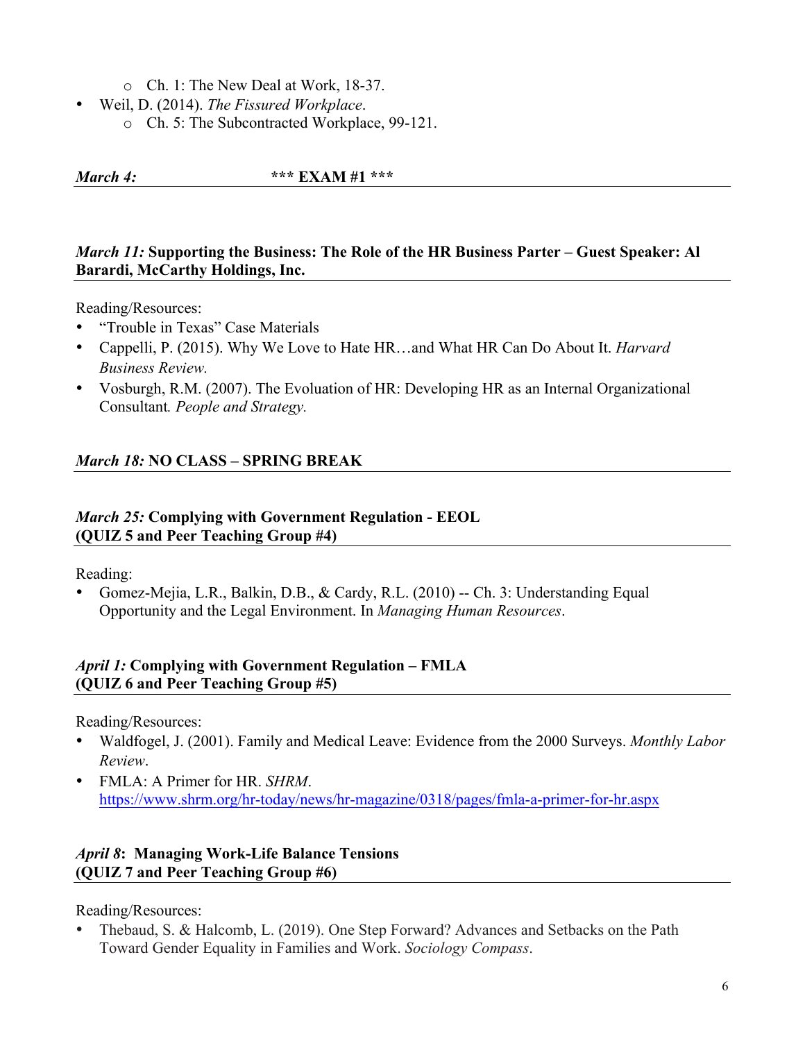- Ch. 1: The New Deal at Work, 18-37.
- Weil, D. (2014). *The Fissured Workplace*.
  - Ch. 5: The Subcontracted Workplace, 99-121.

### *March 4:* *** EXAM #1 ***

### *March 11:* Supporting the Business: The Role of the HR Business Parter – Guest Speaker: Al Barardi, McCarthy Holdings, Inc.

Reading/Resources:

- "Trouble in Texas" Case Materials
- Cappelli, P. (2015). Why We Love to Hate HR…and What HR Can Do About It. *Harvard Business Review.*
- Vosburgh, R.M. (2007). The Evoluation of HR: Developing HR as an Internal Organizational Consultant*. People and Strategy.*

### *March 18:* NO CLASS – SPRING BREAK

### *March 25:* Complying with Government Regulation - EEOL (QUIZ 5 and Peer Teaching Group #4)

Reading:

- Gomez-Mejia, L.R., Balkin, D.B., & Cardy, R.L. (2010) -- Ch. 3: Understanding Equal Opportunity and the Legal Environment. In *Managing Human Resources*.

### *April 1:* Complying with Government Regulation – FMLA (QUIZ 6 and Peer Teaching Group #5)

Reading/Resources:

- Waldfogel, J. (2001). Family and Medical Leave: Evidence from the 2000 Surveys. *Monthly Labor Review*.
- FMLA: A Primer for HR. *SHRM*. https://www.shrm.org/hr-today/news/hr-magazine/0318/pages/fmla-a-primer-for-hr.aspx

### *April 8*: Managing Work-Life Balance Tensions (QUIZ 7 and Peer Teaching Group #6)

Reading/Resources:

- Thebaud, S. & Halcomb, L. (2019). One Step Forward? Advances and Setbacks on the Path Toward Gender Equality in Families and Work. *Sociology Compass*.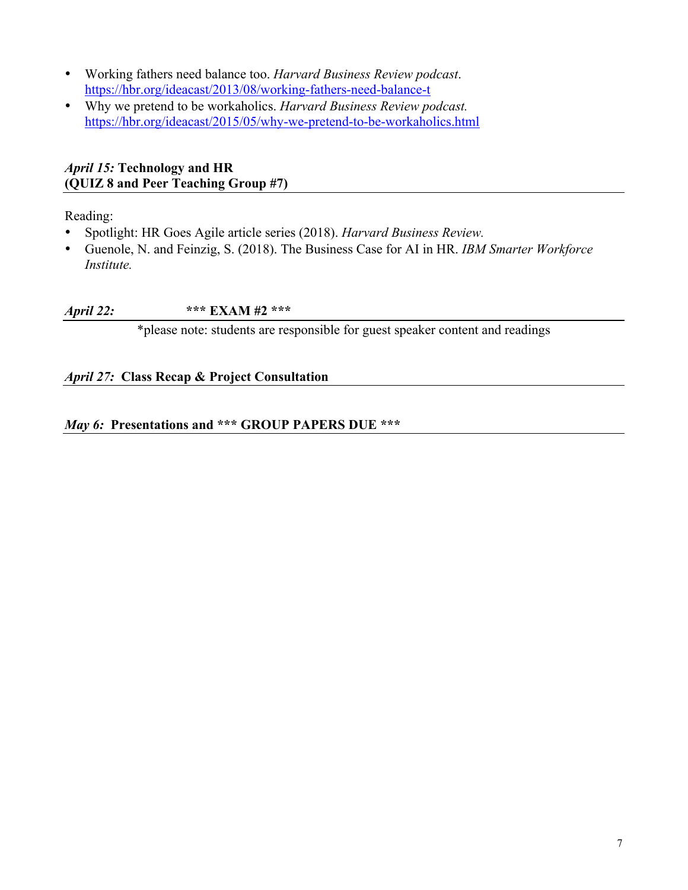- Working fathers need balance too. *Harvard Business Review podcast*. https://hbr.org/ideacast/2013/08/working-fathers-need-balance-t
- Why we pretend to be workaholics. *Harvard Business Review podcast.* https://hbr.org/ideacast/2015/05/why-we-pretend-to-be-workaholics.html

### *April 15:* Technology and HR
### (QUIZ 8 and Peer Teaching Group #7)

Reading:

- Spotlight: HR Goes Agile article series (2018). *Harvard Business Review.*
- Guenole, N. and Feinzig, S. (2018). The Business Case for AI in HR. *IBM Smarter Workforce Institute.*

### *April 22:* *** EXAM #2 ***

*please note: students are responsible for guest speaker content and readings

### *April 27:* Class Recap & Project Consultation

### *May 6:* Presentations and *** GROUP PAPERS DUE ***